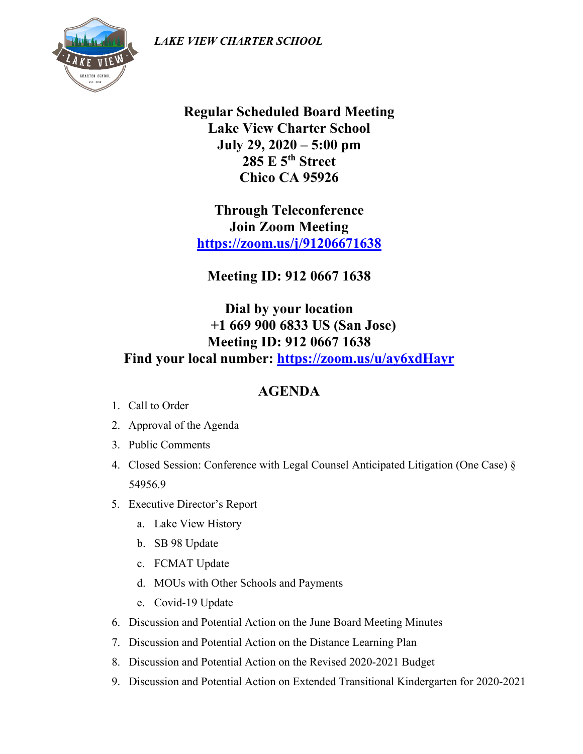*LAKE VIEW CHARTER SCHOOL*

**Regular Scheduled Board Meeting**
**Lake View Charter School**
**July 29, 2020 – 5:00 pm**
**285 E 5th Street**
**Chico CA 95926**

**Through Teleconference**
**Join Zoom Meeting**
**https://zoom.us/j/91206671638**

**Meeting ID: 912 0667 1638**

**Dial by your location**
**+1 669 900 6833 US (San Jose)**
**Meeting ID: 912 0667 1638**
**Find your local number: https://zoom.us/u/ay6xdHayr**

## AGENDA

1. Call to Order
2. Approval of the Agenda
3. Public Comments
4. Closed Session: Conference with Legal Counsel Anticipated Litigation (One Case) § 54956.9
5. Executive Director's Report
   a. Lake View History
   b. SB 98 Update
   c. FCMAT Update
   d. MOUs with Other Schools and Payments
   e. Covid-19 Update
6. Discussion and Potential Action on the June Board Meeting Minutes
7. Discussion and Potential Action on the Distance Learning Plan
8. Discussion and Potential Action on the Revised 2020-2021 Budget
9. Discussion and Potential Action on Extended Transitional Kindergarten for 2020-2021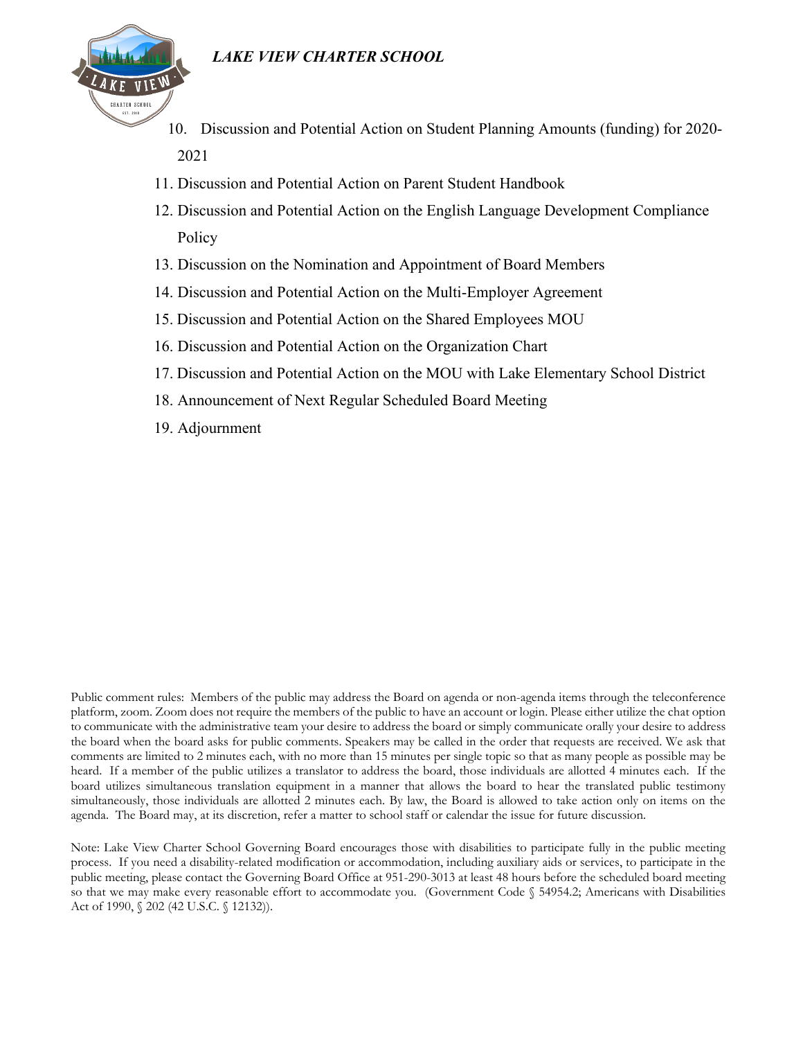10. Discussion and Potential Action on Student Planning Amounts (funding) for 2020-2021
11. Discussion and Potential Action on Parent Student Handbook
12. Discussion and Potential Action on the English Language Development Compliance Policy
13. Discussion on the Nomination and Appointment of Board Members
14. Discussion and Potential Action on the Multi-Employer Agreement
15. Discussion and Potential Action on the Shared Employees MOU
16. Discussion and Potential Action on the Organization Chart
17. Discussion and Potential Action on the MOU with Lake Elementary School District
18. Announcement of Next Regular Scheduled Board Meeting
19. Adjournment

Public comment rules: Members of the public may address the Board on agenda or non-agenda items through the teleconference platform, zoom. Zoom does not require the members of the public to have an account or login. Please either utilize the chat option to communicate with the administrative team your desire to address the board or simply communicate orally your desire to address the board when the board asks for public comments. Speakers may be called in the order that requests are received. We ask that comments are limited to 2 minutes each, with no more than 15 minutes per single topic so that as many people as possible may be heard. If a member of the public utilizes a translator to address the board, those individuals are allotted 4 minutes each. If the board utilizes simultaneous translation equipment in a manner that allows the board to hear the translated public testimony simultaneously, those individuals are allotted 2 minutes each. By law, the Board is allowed to take action only on items on the agenda. The Board may, at its discretion, refer a matter to school staff or calendar the issue for future discussion.

Note: Lake View Charter School Governing Board encourages those with disabilities to participate fully in the public meeting process. If you need a disability-related modification or accommodation, including auxiliary aids or services, to participate in the public meeting, please contact the Governing Board Office at 951-290-3013 at least 48 hours before the scheduled board meeting so that we may make every reasonable effort to accommodate you. (Government Code § 54954.2; Americans with Disabilities Act of 1990, § 202 (42 U.S.C. § 12132)).